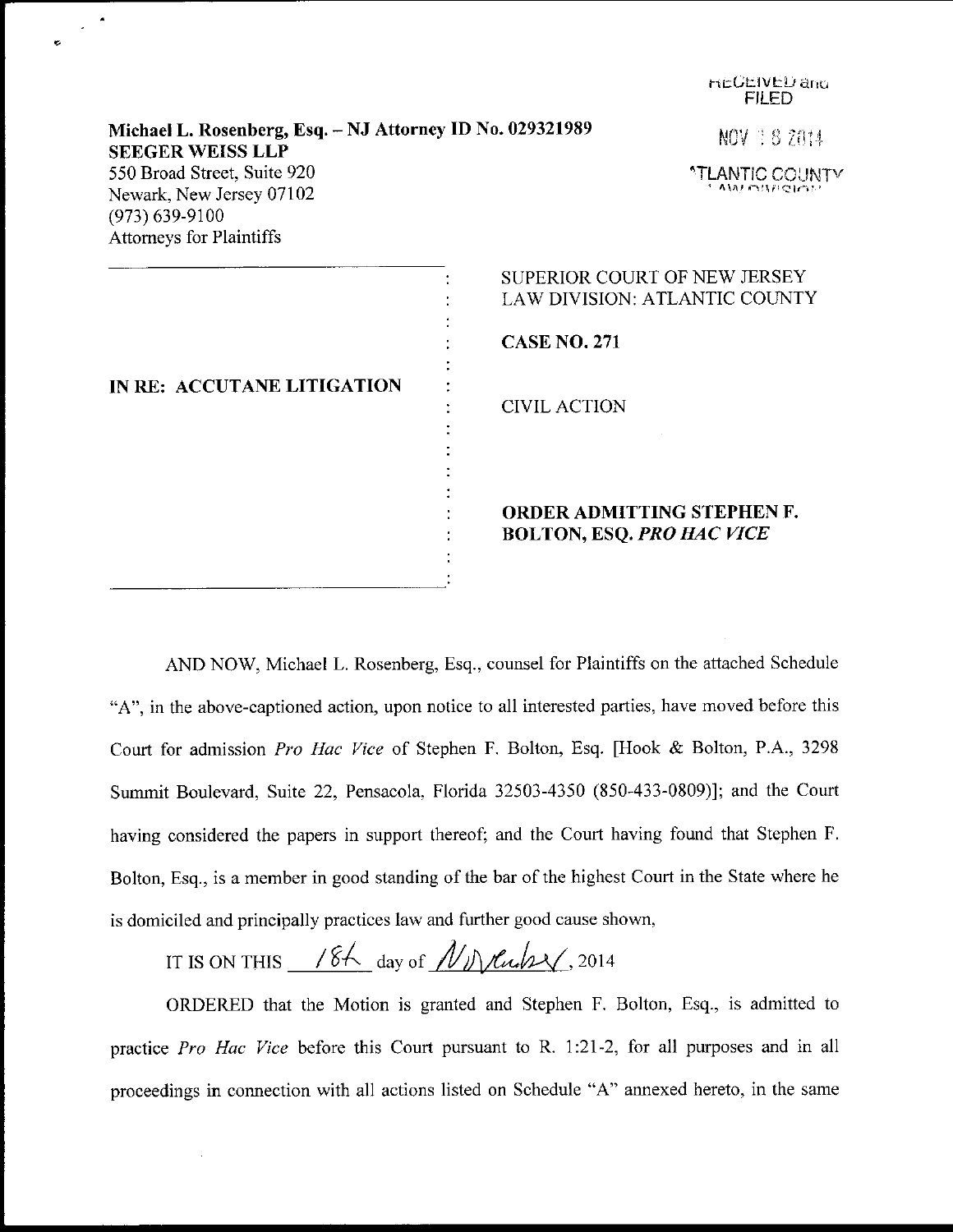RECEIVED and FILED

NOV 18 2014

ATLANTIC COUNTY LAW DIVISION

**Michael L. Rosenberg, Esq. – NJ Attorney ID No. 029321989**
**SEEGER WEISS LLP**
550 Broad Street, Suite 920
Newark, New Jersey 07102
(973) 639-9100
Attorneys for Plaintiffs

**IN RE: ACCUTANE LITIGATION**

SUPERIOR COURT OF NEW JERSEY
LAW DIVISION: ATLANTIC COUNTY

**CASE NO. 271**

CIVIL ACTION

**ORDER ADMITTING STEPHEN F. BOLTON, ESQ. *PRO HAC VICE***

AND NOW, Michael L. Rosenberg, Esq., counsel for Plaintiffs on the attached Schedule "A", in the above-captioned action, upon notice to all interested parties, have moved before this Court for admission *Pro Hac Vice* of Stephen F. Bolton, Esq. [Hook & Bolton, P.A., 3298 Summit Boulevard, Suite 22, Pensacola, Florida 32503-4350 (850-433-0809)]; and the Court having considered the papers in support thereof; and the Court having found that Stephen F. Bolton, Esq., is a member in good standing of the bar of the highest Court in the State where he is domiciled and principally practices law and further good cause shown,

IT IS ON THIS 18th day of November, 2014

ORDERED that the Motion is granted and Stephen F. Bolton, Esq., is admitted to practice *Pro Hac Vice* before this Court pursuant to R. 1:21-2, for all purposes and in all proceedings in connection with all actions listed on Schedule "A" annexed hereto, in the same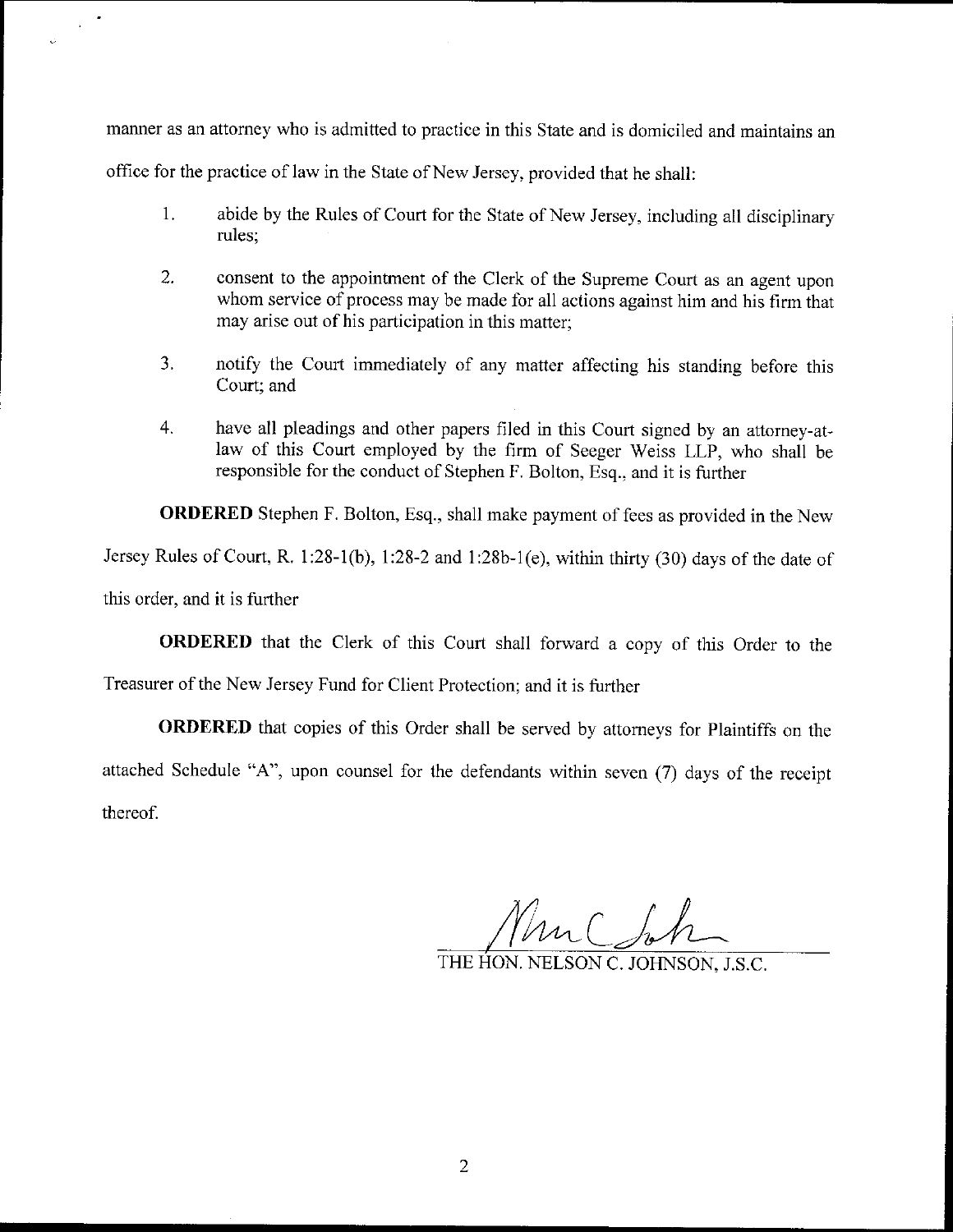manner as an attorney who is admitted to practice in this State and is domiciled and maintains an office for the practice of law in the State of New Jersey, provided that he shall:

1. abide by the Rules of Court for the State of New Jersey, including all disciplinary rules;

2. consent to the appointment of the Clerk of the Supreme Court as an agent upon whom service of process may be made for all actions against him and his firm that may arise out of his participation in this matter;

3. notify the Court immediately of any matter affecting his standing before this Court; and

4. have all pleadings and other papers filed in this Court signed by an attorney-at-law of this Court employed by the firm of Seeger Weiss LLP, who shall be responsible for the conduct of Stephen F. Bolton, Esq., and it is further

**ORDERED** Stephen F. Bolton, Esq., shall make payment of fees as provided in the New Jersey Rules of Court, R. 1:28-1(b), 1:28-2 and 1:28b-1(e), within thirty (30) days of the date of this order, and it is further

**ORDERED** that the Clerk of this Court shall forward a copy of this Order to the Treasurer of the New Jersey Fund for Client Protection; and it is further

**ORDERED** that copies of this Order shall be served by attorneys for Plaintiffs on the attached Schedule "A", upon counsel for the defendants within seven (7) days of the receipt thereof.

THE HON. NELSON C. JOHNSON, J.S.C.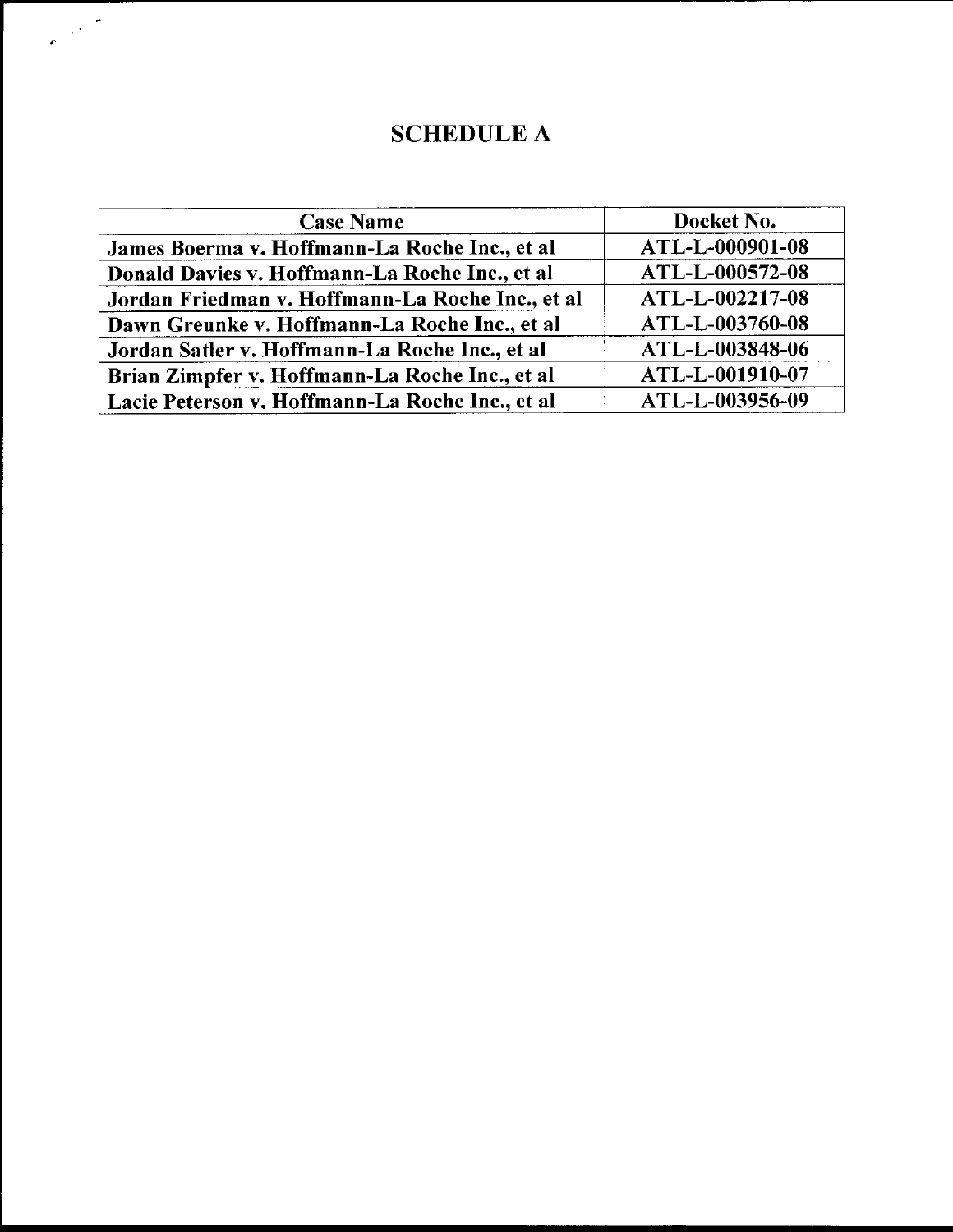# SCHEDULE A

| Case Name | Docket No. |
|---|---|
| James Boerma v. Hoffmann-La Roche Inc., et al | ATL-L-000901-08 |
| Donald Davies v. Hoffmann-La Roche Inc., et al | ATL-L-000572-08 |
| Jordan Friedman v. Hoffmann-La Roche Inc., et al | ATL-L-002217-08 |
| Dawn Greunke v. Hoffmann-La Roche Inc., et al | ATL-L-003760-08 |
| Jordan Satler v. Hoffmann-La Roche Inc., et al | ATL-L-003848-06 |
| Brian Zimpfer v. Hoffmann-La Roche Inc., et al | ATL-L-001910-07 |
| Lacie Peterson v. Hoffmann-La Roche Inc., et al | ATL-L-003956-09 |